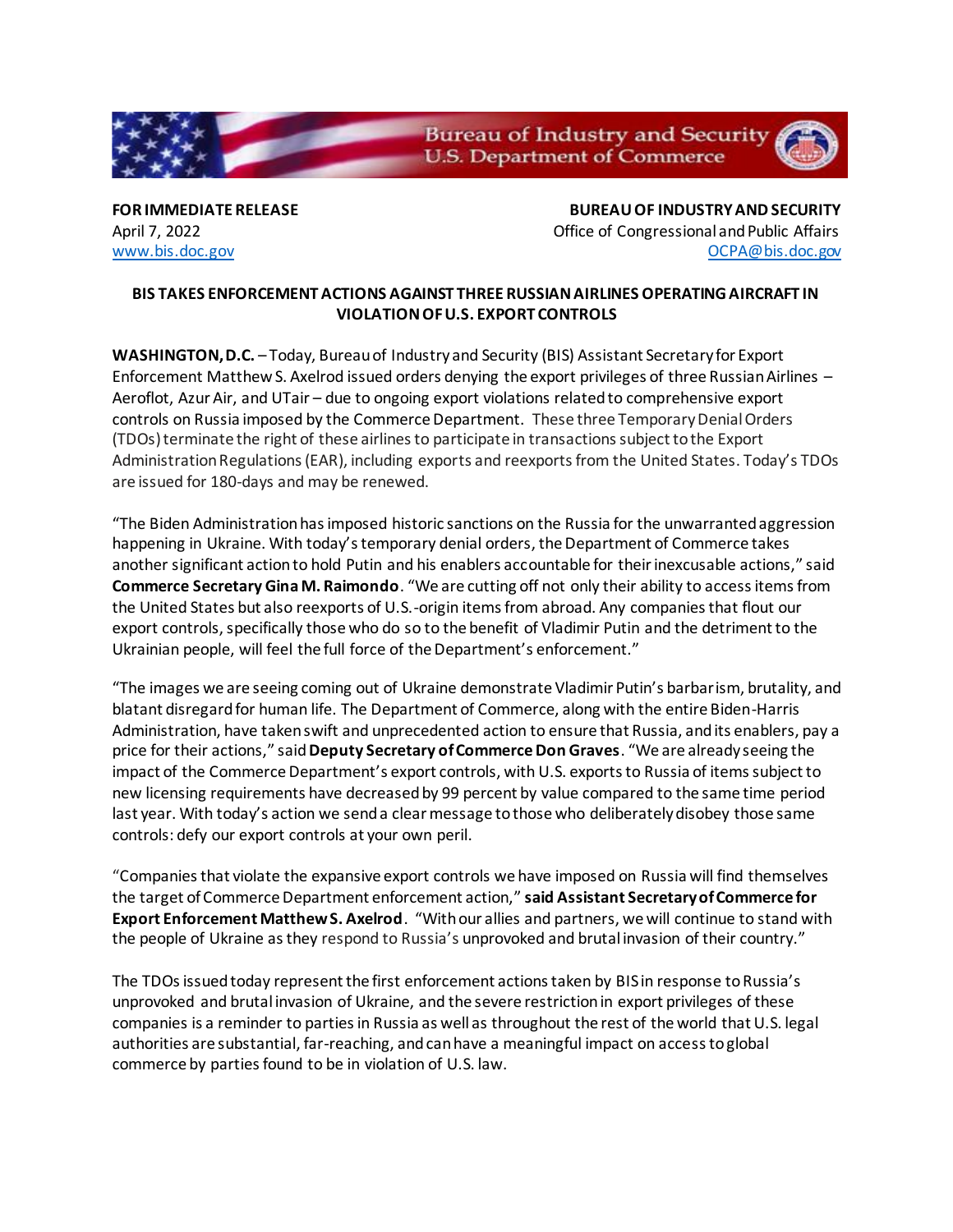**FOR IMMEDIATE RELEASE**
April 7, 2022
www.bis.doc.gov

**BUREAU OF INDUSTRY AND SECURITY**
Office of Congressional and Public Affairs
OCPA@bis.doc.gov

**BIS TAKES ENFORCEMENT ACTIONS AGAINST THREE RUSSIAN AIRLINES OPERATING AIRCRAFT IN VIOLATION OF U.S. EXPORT CONTROLS**

**WASHINGTON, D.C.** – Today, Bureau of Industry and Security (BIS) Assistant Secretary for Export Enforcement Matthew S. Axelrod issued orders denying the export privileges of three Russian Airlines – Aeroflot, Azur Air, and UTair – due to ongoing export violations related to comprehensive export controls on Russia imposed by the Commerce Department. These three Temporary Denial Orders (TDOs) terminate the right of these airlines to participate in transactions subject to the Export Administration Regulations (EAR), including exports and reexports from the United States. Today's TDOs are issued for 180-days and may be renewed.

"The Biden Administration has imposed historic sanctions on the Russia for the unwarranted aggression happening in Ukraine. With today's temporary denial orders, the Department of Commerce takes another significant action to hold Putin and his enablers accountable for their inexcusable actions," said **Commerce Secretary Gina M. Raimondo**. "We are cutting off not only their ability to access items from the United States but also reexports of U.S.-origin items from abroad. Any companies that flout our export controls, specifically those who do so to the benefit of Vladimir Putin and the detriment to the Ukrainian people, will feel the full force of the Department's enforcement."

"The images we are seeing coming out of Ukraine demonstrate Vladimir Putin's barbarism, brutality, and blatant disregard for human life. The Department of Commerce, along with the entire Biden-Harris Administration, have taken swift and unprecedented action to ensure that Russia, and its enablers, pay a price for their actions," said **Deputy Secretary of Commerce Don Graves**. "We are already seeing the impact of the Commerce Department's export controls, with U.S. exports to Russia of items subject to new licensing requirements have decreased by 99 percent by value compared to the same time period last year. With today's action we send a clear message to those who deliberately disobey those same controls: defy our export controls at your own peril.

"Companies that violate the expansive export controls we have imposed on Russia will find themselves the target of Commerce Department enforcement action," **said Assistant Secretary of Commerce for Export Enforcement Matthew S. Axelrod**. "With our allies and partners, we will continue to stand with the people of Ukraine as they respond to Russia's unprovoked and brutal invasion of their country."

The TDOs issued today represent the first enforcement actions taken by BIS in response to Russia's unprovoked and brutal invasion of Ukraine, and the severe restriction in export privileges of these companies is a reminder to parties in Russia as well as throughout the rest of the world that U.S. legal authorities are substantial, far-reaching, and can have a meaningful impact on access to global commerce by parties found to be in violation of U.S. law.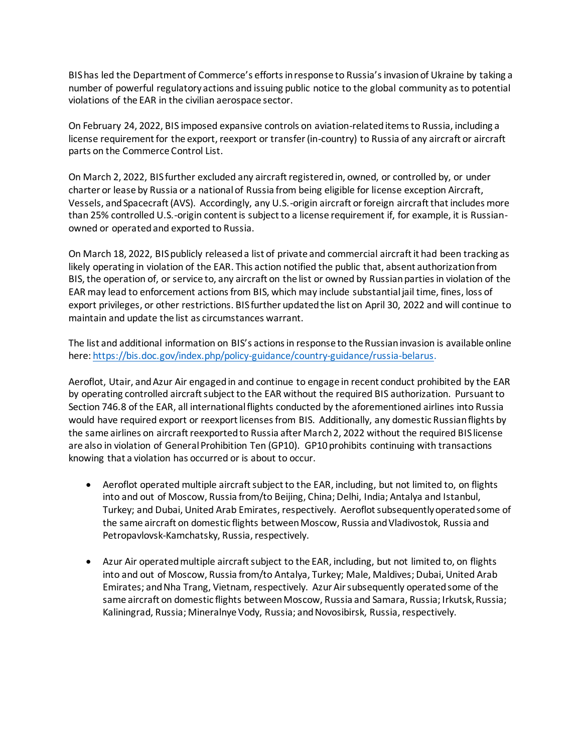BIS has led the Department of Commerce's efforts in response to Russia's invasion of Ukraine by taking a number of powerful regulatory actions and issuing public notice to the global community as to potential violations of the EAR in the civilian aerospace sector.

On February 24, 2022, BIS imposed expansive controls on aviation-related items to Russia, including a license requirement for the export, reexport or transfer (in-country) to Russia of any aircraft or aircraft parts on the Commerce Control List.

On March 2, 2022, BIS further excluded any aircraft registered in, owned, or controlled by, or under charter or lease by Russia or a national of Russia from being eligible for license exception Aircraft, Vessels, and Spacecraft (AVS). Accordingly, any U.S.-origin aircraft or foreign aircraft that includes more than 25% controlled U.S.-origin content is subject to a license requirement if, for example, it is Russian-owned or operated and exported to Russia.

On March 18, 2022, BIS publicly released a list of private and commercial aircraft it had been tracking as likely operating in violation of the EAR. This action notified the public that, absent authorization from BIS, the operation of, or service to, any aircraft on the list or owned by Russian parties in violation of the EAR may lead to enforcement actions from BIS, which may include substantial jail time, fines, loss of export privileges, or other restrictions. BIS further updated the list on April 30, 2022 and will continue to maintain and update the list as circumstances warrant.

The list and additional information on BIS's actions in response to the Russian invasion is available online here: [https://bis.doc.gov/index.php/policy-guidance/country-guidance/russia-belarus](https://bis.doc.gov/index.php/policy-guidance/country-guidance/russia-belarus).

Aeroflot, Utair, and Azur Air engaged in and continue to engage in recent conduct prohibited by the EAR by operating controlled aircraft subject to the EAR without the required BIS authorization. Pursuant to Section 746.8 of the EAR, all international flights conducted by the aforementioned airlines into Russia would have required export or reexport licenses from BIS. Additionally, any domestic Russian flights by the same airlines on aircraft reexported to Russia after March 2, 2022 without the required BIS license are also in violation of General Prohibition Ten (GP10). GP10 prohibits continuing with transactions knowing that a violation has occurred or is about to occur.

- Aeroflot operated multiple aircraft subject to the EAR, including, but not limited to, on flights into and out of Moscow, Russia from/to Beijing, China; Delhi, India; Antalya and Istanbul, Turkey; and Dubai, United Arab Emirates, respectively. Aeroflot subsequently operated some of the same aircraft on domestic flights between Moscow, Russia and Vladivostok, Russia and Petropavlovsk-Kamchatsky, Russia, respectively.

- Azur Air operated multiple aircraft subject to the EAR, including, but not limited to, on flights into and out of Moscow, Russia from/to Antalya, Turkey; Male, Maldives; Dubai, United Arab Emirates; and Nha Trang, Vietnam, respectively. Azur Air subsequently operated some of the same aircraft on domestic flights between Moscow, Russia and Samara, Russia; Irkutsk, Russia; Kaliningrad, Russia; Mineralnye Vody, Russia; and Novosibirsk, Russia, respectively.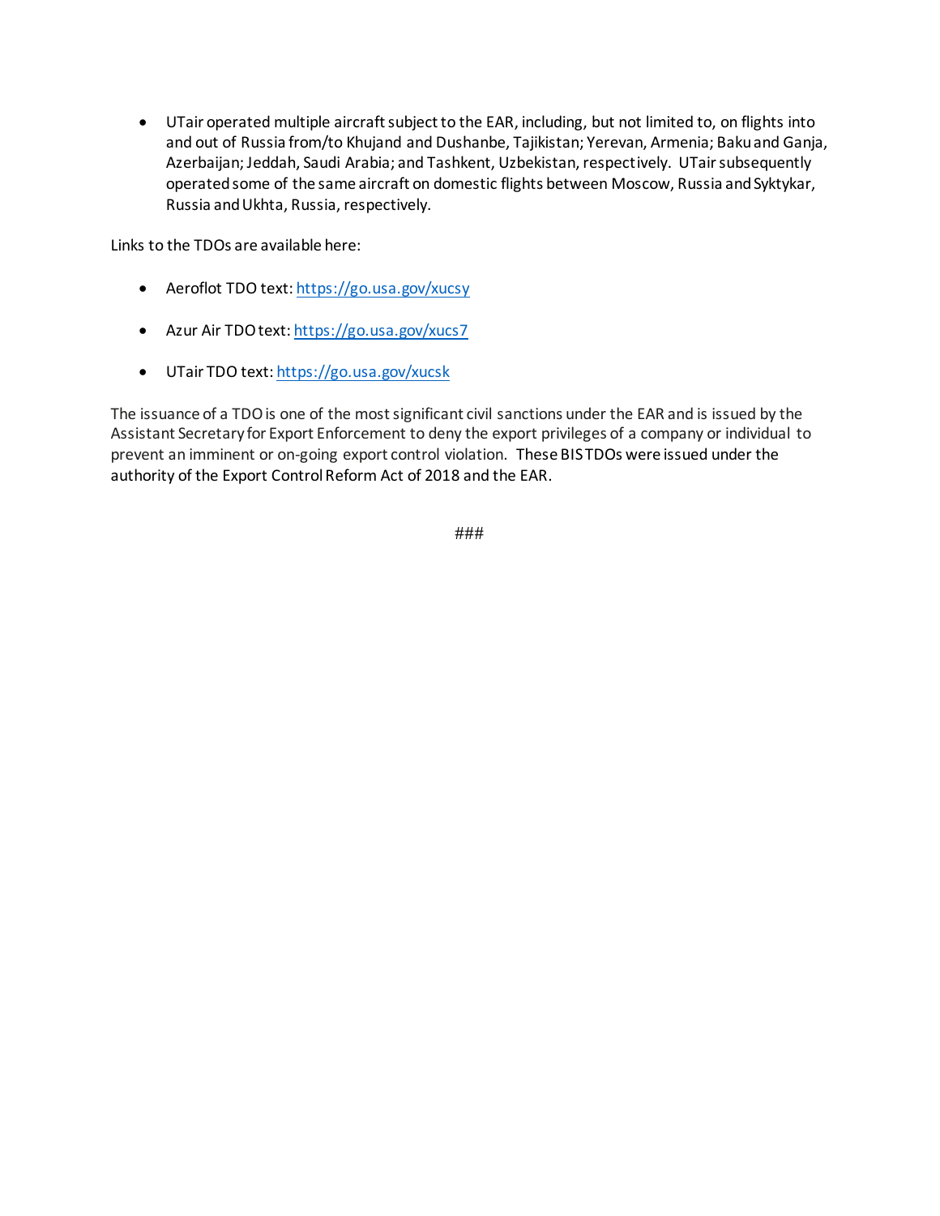- UTair operated multiple aircraft subject to the EAR, including, but not limited to, on flights into and out of Russia from/to Khujand and Dushanbe, Tajikistan; Yerevan, Armenia; Baku and Ganja, Azerbaijan; Jeddah, Saudi Arabia; and Tashkent, Uzbekistan, respectively. UTair subsequently operated some of the same aircraft on domestic flights between Moscow, Russia and Syktykar, Russia and Ukhta, Russia, respectively.

Links to the TDOs are available here:

- Aeroflot TDO text: https://go.usa.gov/xucsy
- Azur Air TDO text: https://go.usa.gov/xucs7
- UTair TDO text: https://go.usa.gov/xucsk

The issuance of a TDO is one of the most significant civil sanctions under the EAR and is issued by the Assistant Secretary for Export Enforcement to deny the export privileges of a company or individual to prevent an imminent or on-going export control violation. These BIS TDOs were issued under the authority of the Export Control Reform Act of 2018 and the EAR.

###